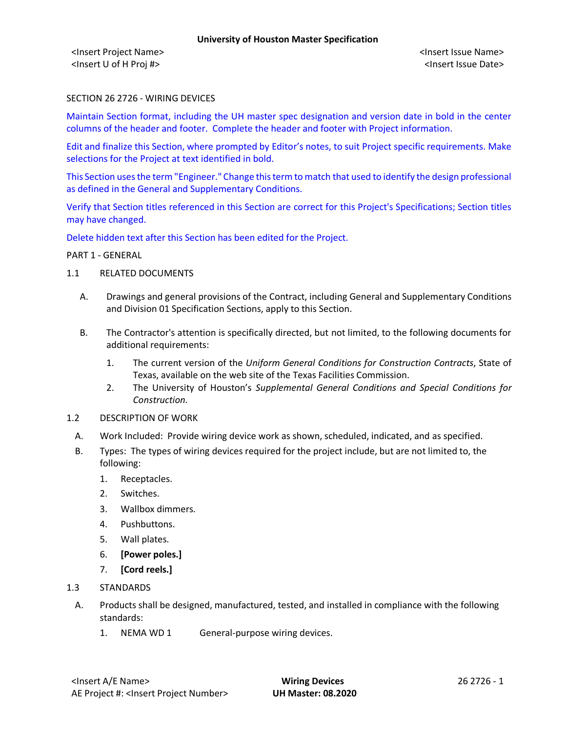SECTION 26 2726 - WIRING DEVICES

Maintain Section format, including the UH master spec designation and version date in bold in the center columns of the header and footer. Complete the header and footer with Project information.

Edit and finalize this Section, where prompted by Editor's notes, to suit Project specific requirements. Make selections for the Project at text identified in bold.

This Section uses the term "Engineer." Change this term to match that used to identify the design professional as defined in the General and Supplementary Conditions.

Verify that Section titles referenced in this Section are correct for this Project's Specifications; Section titles may have changed.

Delete hidden text after this Section has been edited for the Project.

PART 1 - GENERAL

1.1 RELATED DOCUMENTS

A. Drawings and general provisions of the Contract, including General and Supplementary Conditions and Division 01 Specification Sections, apply to this Section.

B. The Contractor's attention is specifically directed, but not limited, to the following documents for additional requirements:

1. The current version of the *Uniform General Conditions for Construction Contracts*, State of Texas, available on the web site of the Texas Facilities Commission.
2. The University of Houston's *Supplemental General Conditions and Special Conditions for Construction.*

1.2 DESCRIPTION OF WORK

A. Work Included: Provide wiring device work as shown, scheduled, indicated, and as specified.

B. Types: The types of wiring devices required for the project include, but are not limited to, the following:

1. Receptacles.
2. Switches.
3. Wallbox dimmers.
4. Pushbuttons.
5. Wall plates.
6. **[Power poles.]**
7. **[Cord reels.]**

1.3 STANDARDS

A. Products shall be designed, manufactured, tested, and installed in compliance with the following standards:

1. NEMA WD 1 General-purpose wiring devices.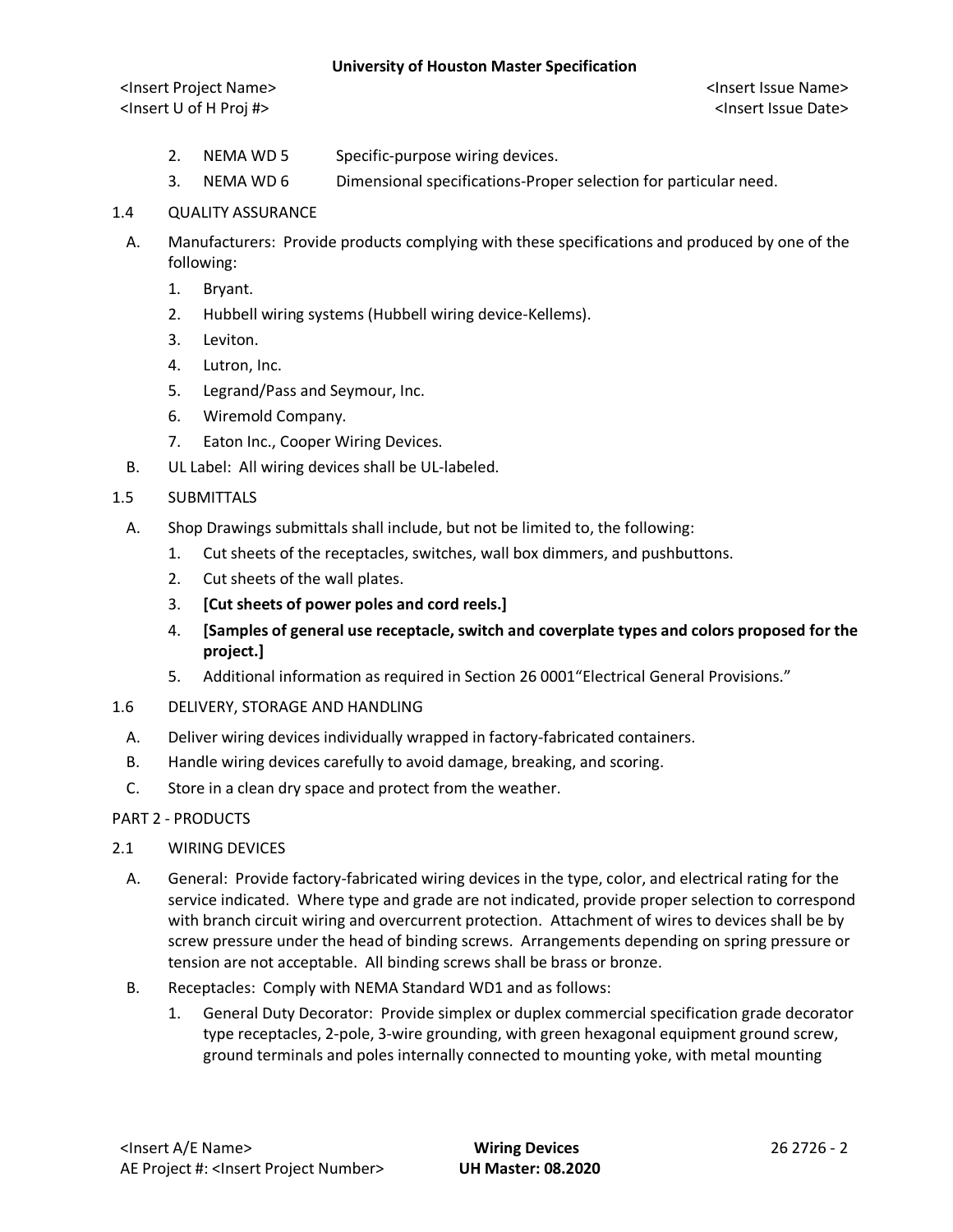2. NEMA WD 5 Specific-purpose wiring devices.
3. NEMA WD 6 Dimensional specifications-Proper selection for particular need.

## 1.4 QUALITY ASSURANCE

A. Manufacturers: Provide products complying with these specifications and produced by one of the following:

1. Bryant.
2. Hubbell wiring systems (Hubbell wiring device-Kellems).
3. Leviton.
4. Lutron, Inc.
5. Legrand/Pass and Seymour, Inc.
6. Wiremold Company.
7. Eaton Inc., Cooper Wiring Devices.

B. UL Label: All wiring devices shall be UL-labeled.

## 1.5 SUBMITTALS

A. Shop Drawings submittals shall include, but not be limited to, the following:

1. Cut sheets of the receptacles, switches, wall box dimmers, and pushbuttons.
2. Cut sheets of the wall plates.
3. **[Cut sheets of power poles and cord reels.]**
4. **[Samples of general use receptacle, switch and coverplate types and colors proposed for the project.]**
5. Additional information as required in Section 26 0001"Electrical General Provisions."

## 1.6 DELIVERY, STORAGE AND HANDLING

A. Deliver wiring devices individually wrapped in factory-fabricated containers.

B. Handle wiring devices carefully to avoid damage, breaking, and scoring.

C. Store in a clean dry space and protect from the weather.

# PART 2 - PRODUCTS

## 2.1 WIRING DEVICES

A. General: Provide factory-fabricated wiring devices in the type, color, and electrical rating for the service indicated. Where type and grade are not indicated, provide proper selection to correspond with branch circuit wiring and overcurrent protection. Attachment of wires to devices shall be by screw pressure under the head of binding screws. Arrangements depending on spring pressure or tension are not acceptable. All binding screws shall be brass or bronze.

B. Receptacles: Comply with NEMA Standard WD1 and as follows:

1. General Duty Decorator: Provide simplex or duplex commercial specification grade decorator type receptacles, 2-pole, 3-wire grounding, with green hexagonal equipment ground screw, ground terminals and poles internally connected to mounting yoke, with metal mounting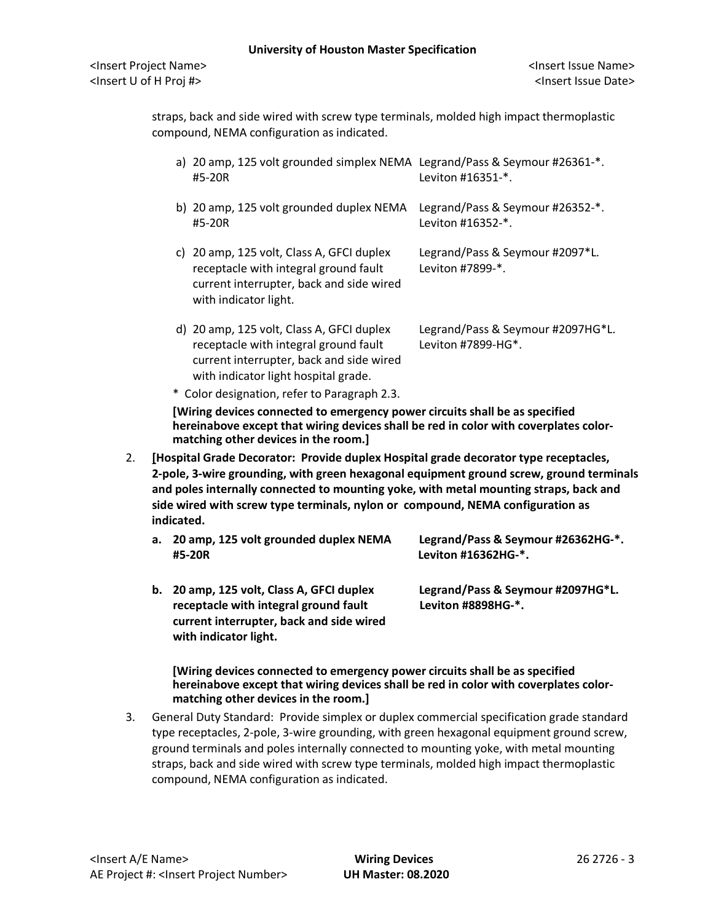straps, back and side wired with screw type terminals, molded high impact thermoplastic compound, NEMA configuration as indicated.

| | |
|---|---|
| a) 20 amp, 125 volt grounded simplex NEMA #5-20R | Legrand/Pass & Seymour #26361-*. Leviton #16351-*. |
| b) 20 amp, 125 volt grounded duplex NEMA #5-20R | Legrand/Pass & Seymour #26352-*. Leviton #16352-*. |
| c) 20 amp, 125 volt, Class A, GFCI duplex receptacle with integral ground fault current interrupter, back and side wired with indicator light. | Legrand/Pass & Seymour #2097*L. Leviton #7899-*. |
| d) 20 amp, 125 volt, Class A, GFCI duplex receptacle with integral ground fault current interrupter, back and side wired with indicator light hospital grade. | Legrand/Pass & Seymour #2097HG*L. Leviton #7899-HG*. |

\* Color designation, refer to Paragraph 2.3.

**[Wiring devices connected to emergency power circuits shall be as specified hereinabove except that wiring devices shall be red in color with coverplates color-matching other devices in the room.]**

2. **[Hospital Grade Decorator: Provide duplex Hospital grade decorator type receptacles, 2-pole, 3-wire grounding, with green hexagonal equipment ground screw, ground terminals and poles internally connected to mounting yoke, with metal mounting straps, back and side wired with screw type terminals, nylon or compound, NEMA configuration as indicated.**

| | |
|---|---|
| **a. 20 amp, 125 volt grounded duplex NEMA #5-20R** | **Legrand/Pass & Seymour #26362HG-*. Leviton #16362HG-*.** |
| **b. 20 amp, 125 volt, Class A, GFCI duplex receptacle with integral ground fault current interrupter, back and side wired with indicator light.** | **Legrand/Pass & Seymour #2097HG*L. Leviton #8898HG-*.** |

**[Wiring devices connected to emergency power circuits shall be as specified hereinabove except that wiring devices shall be red in color with coverplates color-matching other devices in the room.]**

3. General Duty Standard: Provide simplex or duplex commercial specification grade standard type receptacles, 2-pole, 3-wire grounding, with green hexagonal equipment ground screw, ground terminals and poles internally connected to mounting yoke, with metal mounting straps, back and side wired with screw type terminals, molded high impact thermoplastic compound, NEMA configuration as indicated.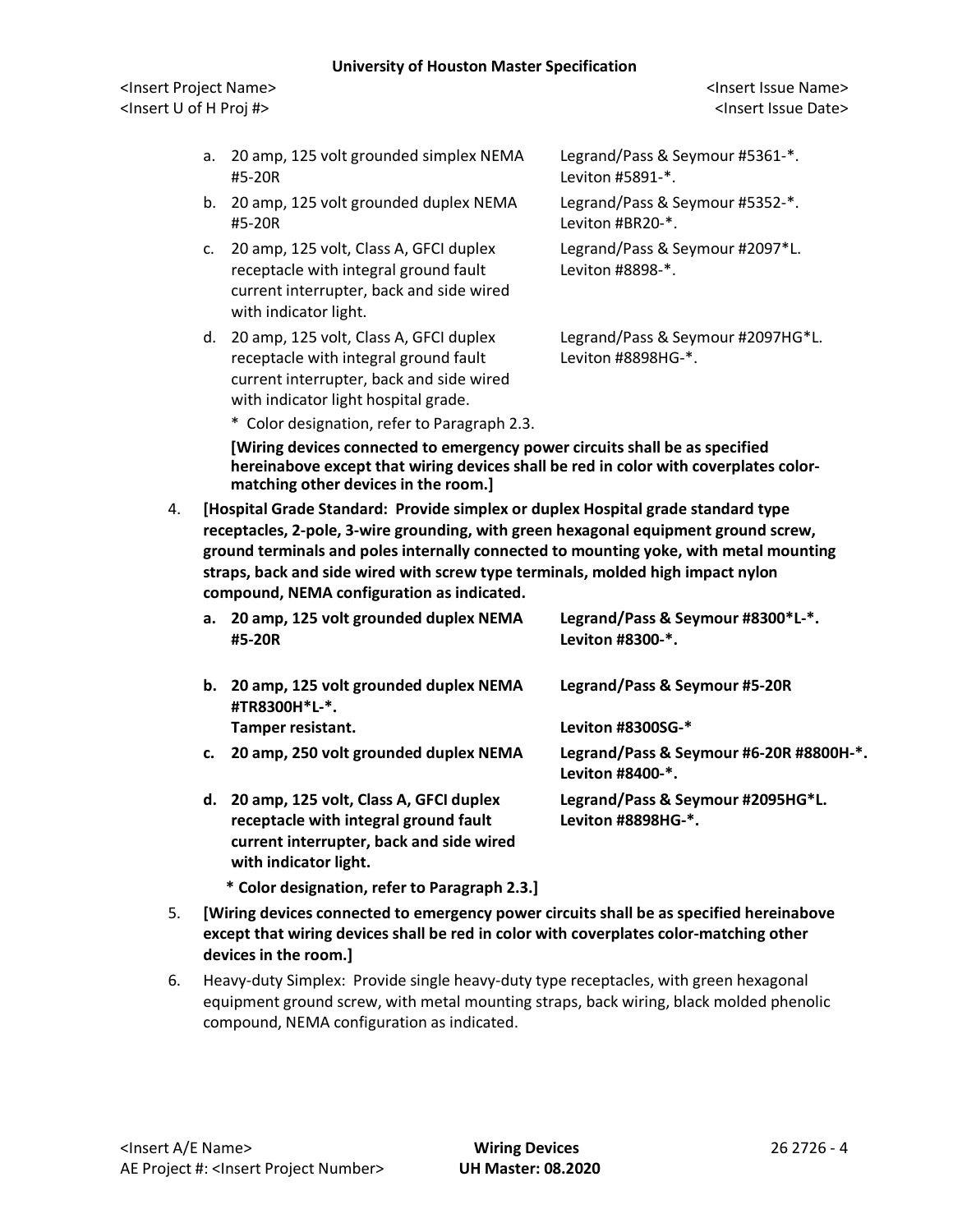a. 20 amp, 125 volt grounded simplex NEMA #5-20R — Legrand/Pass & Seymour #5361-*. Leviton #5891-*.

b. 20 amp, 125 volt grounded duplex NEMA #5-20R — Legrand/Pass & Seymour #5352-*. Leviton #BR20-*.

c. 20 amp, 125 volt, Class A, GFCI duplex receptacle with integral ground fault current interrupter, back and side wired with indicator light. — Legrand/Pass & Seymour #2097*L. Leviton #8898-*.

d. 20 amp, 125 volt, Class A, GFCI duplex receptacle with integral ground fault current interrupter, back and side wired with indicator light hospital grade. — Legrand/Pass & Seymour #2097HG*L. Leviton #8898HG-*.

\* Color designation, refer to Paragraph 2.3.

**[Wiring devices connected to emergency power circuits shall be as specified hereinabove except that wiring devices shall be red in color with coverplates color-matching other devices in the room.]**

4. **[Hospital Grade Standard: Provide simplex or duplex Hospital grade standard type receptacles, 2-pole, 3-wire grounding, with green hexagonal equipment ground screw, ground terminals and poles internally connected to mounting yoke, with metal mounting straps, back and side wired with screw type terminals, molded high impact nylon compound, NEMA configuration as indicated.**

   **a. 20 amp, 125 volt grounded duplex NEMA #5-20R — Legrand/Pass & Seymour #8300*L-*. Leviton #8300-*.**

   **b. 20 amp, 125 volt grounded duplex NEMA #TR8300H*L-*. Tamper resistant. — Legrand/Pass & Seymour #5-20R Leviton #8300SG-***

   **c. 20 amp, 250 volt grounded duplex NEMA — Legrand/Pass & Seymour #6-20R #8800H-*. Leviton #8400-*.**

   **d. 20 amp, 125 volt, Class A, GFCI duplex receptacle with integral ground fault current interrupter, back and side wired with indicator light. — Legrand/Pass & Seymour #2095HG*L. Leviton #8898HG-*.**

   **\* Color designation, refer to Paragraph 2.3.]**

5. **[Wiring devices connected to emergency power circuits shall be as specified hereinabove except that wiring devices shall be red in color with coverplates color-matching other devices in the room.]**

6. Heavy-duty Simplex: Provide single heavy-duty type receptacles, with green hexagonal equipment ground screw, with metal mounting straps, back wiring, black molded phenolic compound, NEMA configuration as indicated.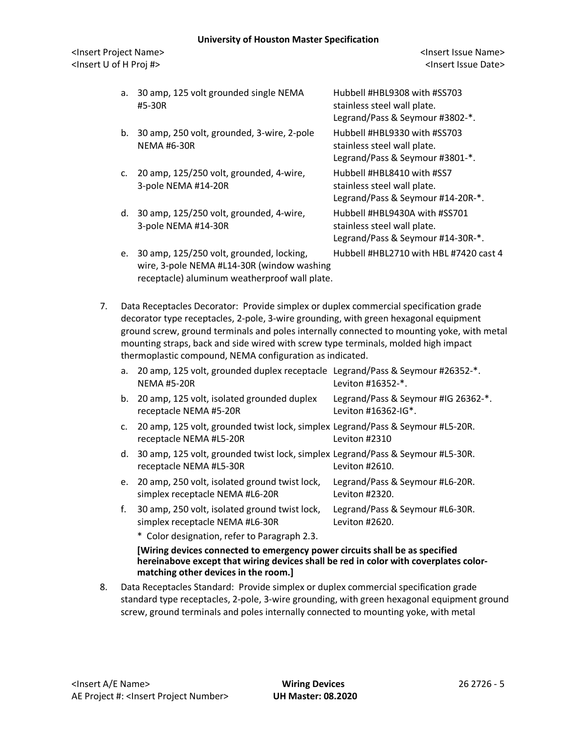a. 30 amp, 125 volt grounded single NEMA #5-30R — Hubbell #HBL9308 with #SS703 stainless steel wall plate. Legrand/Pass & Seymour #3802-*.

b. 30 amp, 250 volt, grounded, 3-wire, 2-pole NEMA #6-30R — Hubbell #HBL9330 with #SS703 stainless steel wall plate. Legrand/Pass & Seymour #3801-*.

c. 20 amp, 125/250 volt, grounded, 4-wire, 3-pole NEMA #14-20R — Hubbell #HBL8410 with #SS7 stainless steel wall plate. Legrand/Pass & Seymour #14-20R-*.

d. 30 amp, 125/250 volt, grounded, 4-wire, 3-pole NEMA #14-30R — Hubbell #HBL9430A with #SS701 stainless steel wall plate. Legrand/Pass & Seymour #14-30R-*.

e. 30 amp, 125/250 volt, grounded, locking, wire, 3-pole NEMA #L14-30R (window washing receptacle) — Hubbell #HBL2710 with HBL #7420 cast 4 aluminum weatherproof wall plate.

7. Data Receptacles Decorator: Provide simplex or duplex commercial specification grade decorator type receptacles, 2-pole, 3-wire grounding, with green hexagonal equipment ground screw, ground terminals and poles internally connected to mounting yoke, with metal mounting straps, back and side wired with screw type terminals, molded high impact thermoplastic compound, NEMA configuration as indicated.

   a. 20 amp, 125 volt, grounded duplex receptacle NEMA #5-20R — Legrand/Pass & Seymour #26352-*. Leviton #16352-*.

   b. 20 amp, 125 volt, isolated grounded duplex receptacle NEMA #5-20R — Legrand/Pass & Seymour #IG 26362-*. Leviton #16362-IG*.

   c. 20 amp, 125 volt, grounded twist lock, simplex receptacle NEMA #L5-20R — Legrand/Pass & Seymour #L5-20R. Leviton #2310

   d. 30 amp, 125 volt, grounded twist lock, simplex receptacle NEMA #L5-30R — Legrand/Pass & Seymour #L5-30R. Leviton #2610.

   e. 20 amp, 250 volt, isolated ground twist lock, simplex receptacle NEMA #L6-20R — Legrand/Pass & Seymour #L6-20R. Leviton #2320.

   f. 30 amp, 250 volt, isolated ground twist lock, simplex receptacle NEMA #L6-30R — Legrand/Pass & Seymour #L6-30R. Leviton #2620.

   * Color designation, refer to Paragraph 2.3.

   **[Wiring devices connected to emergency power circuits shall be as specified hereinabove except that wiring devices shall be red in color with coverplates color-matching other devices in the room.]**

8. Data Receptacles Standard: Provide simplex or duplex commercial specification grade standard type receptacles, 2-pole, 3-wire grounding, with green hexagonal equipment ground screw, ground terminals and poles internally connected to mounting yoke, with metal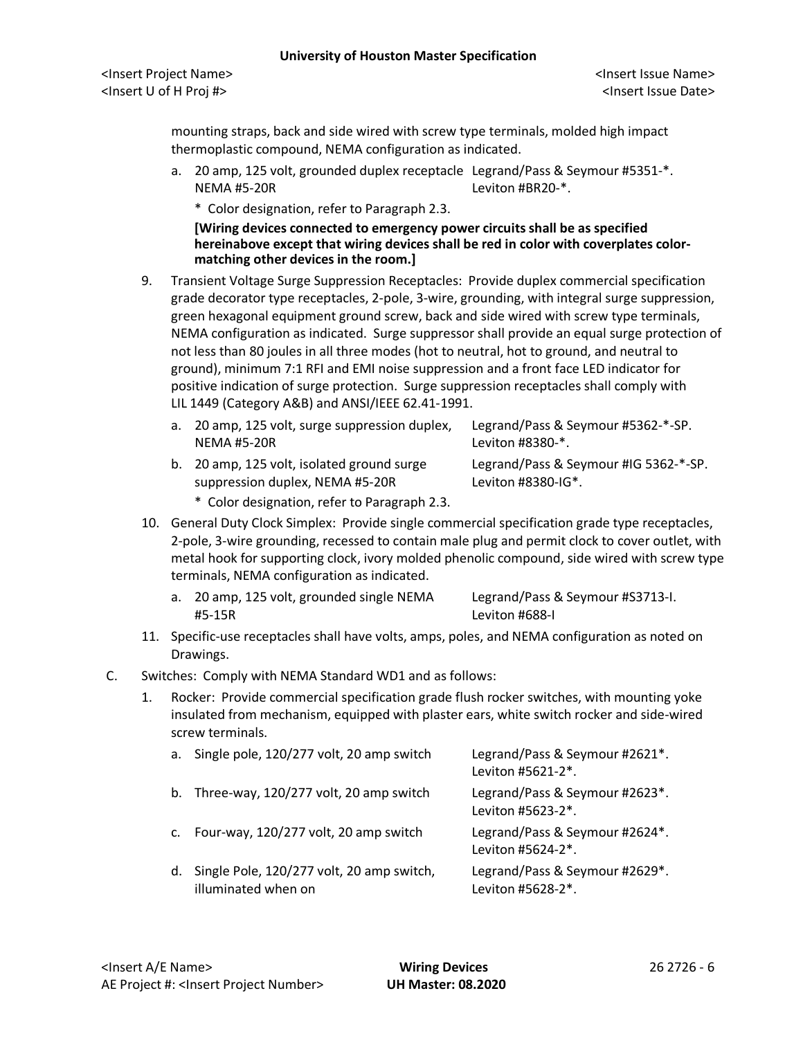mounting straps, back and side wired with screw type terminals, molded high impact thermoplastic compound, NEMA configuration as indicated.

a. 20 amp, 125 volt, grounded duplex receptacle NEMA #5-20R — Legrand/Pass & Seymour #5351-*. Leviton #BR20-*.

   * Color designation, refer to Paragraph 2.3.

   **[Wiring devices connected to emergency power circuits shall be as specified hereinabove except that wiring devices shall be red in color with coverplates color-matching other devices in the room.]**

9. Transient Voltage Surge Suppression Receptacles: Provide duplex commercial specification grade decorator type receptacles, 2-pole, 3-wire, grounding, with integral surge suppression, green hexagonal equipment ground screw, back and side wired with screw type terminals, NEMA configuration as indicated. Surge suppressor shall provide an equal surge protection of not less than 80 joules in all three modes (hot to neutral, hot to ground, and neutral to ground), minimum 7:1 RFI and EMI noise suppression and a front face LED indicator for positive indication of surge protection. Surge suppression receptacles shall comply with LIL 1449 (Category A&B) and ANSI/IEEE 62.41-1991.

   a. 20 amp, 125 volt, surge suppression duplex, NEMA #5-20R — Legrand/Pass & Seymour #5362-*-SP. Leviton #8380-*.

   b. 20 amp, 125 volt, isolated ground surge suppression duplex, NEMA #5-20R — Legrand/Pass & Seymour #IG 5362-*-SP. Leviton #8380-IG*.

   * Color designation, refer to Paragraph 2.3.

10. General Duty Clock Simplex: Provide single commercial specification grade type receptacles, 2-pole, 3-wire grounding, recessed to contain male plug and permit clock to cover outlet, with metal hook for supporting clock, ivory molded phenolic compound, side wired with screw type terminals, NEMA configuration as indicated.

   a. 20 amp, 125 volt, grounded single NEMA #5-15R — Legrand/Pass & Seymour #S3713-I. Leviton #688-I

11. Specific-use receptacles shall have volts, amps, poles, and NEMA configuration as noted on Drawings.

C. Switches: Comply with NEMA Standard WD1 and as follows:

1. Rocker: Provide commercial specification grade flush rocker switches, with mounting yoke insulated from mechanism, equipped with plaster ears, white switch rocker and side-wired screw terminals.

   a. Single pole, 120/277 volt, 20 amp switch — Legrand/Pass & Seymour #2621*. Leviton #5621-2*.

   b. Three-way, 120/277 volt, 20 amp switch — Legrand/Pass & Seymour #2623*. Leviton #5623-2*.

   c. Four-way, 120/277 volt, 20 amp switch — Legrand/Pass & Seymour #2624*. Leviton #5624-2*.

   d. Single Pole, 120/277 volt, 20 amp switch, illuminated when on — Legrand/Pass & Seymour #2629*. Leviton #5628-2*.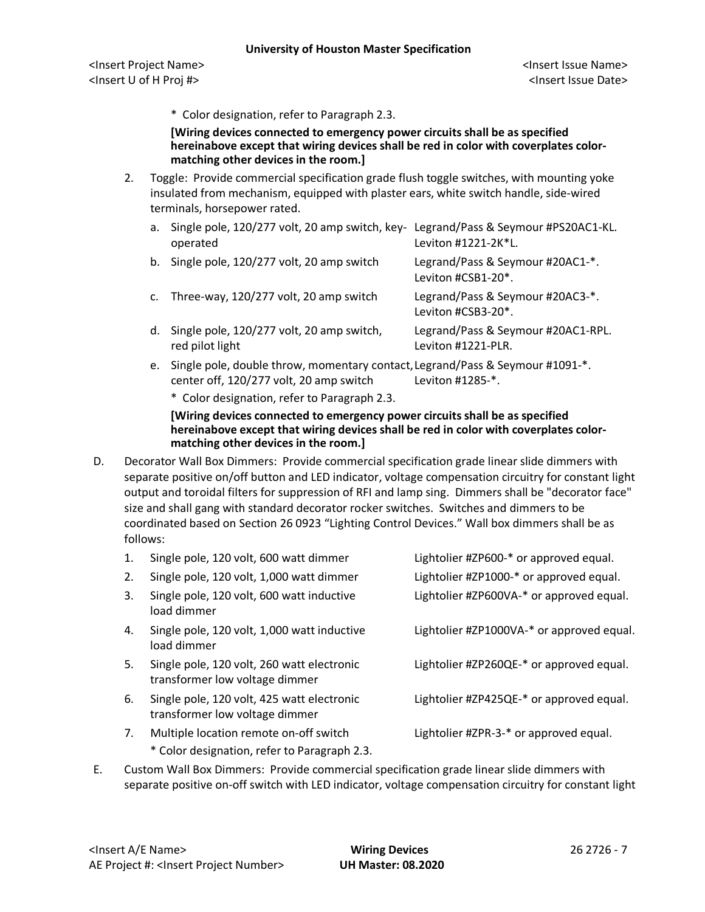\* Color designation, refer to Paragraph 2.3.

**[Wiring devices connected to emergency power circuits shall be as specified hereinabove except that wiring devices shall be red in color with coverplates color-matching other devices in the room.]**

2. Toggle: Provide commercial specification grade flush toggle switches, with mounting yoke insulated from mechanism, equipped with plaster ears, white switch handle, side-wired terminals, horsepower rated.

| | |
|---|---|
| a. Single pole, 120/277 volt, 20 amp switch, key-operated | Legrand/Pass & Seymour #PS20AC1-KL. Leviton #1221-2K*L. |
| b. Single pole, 120/277 volt, 20 amp switch | Legrand/Pass & Seymour #20AC1-*. Leviton #CSB1-20*. |
| c. Three-way, 120/277 volt, 20 amp switch | Legrand/Pass & Seymour #20AC3-*. Leviton #CSB3-20*. |
| d. Single pole, 120/277 volt, 20 amp switch, red pilot light | Legrand/Pass & Seymour #20AC1-RPL. Leviton #1221-PLR. |
| e. Single pole, double throw, momentary contact, center off, 120/277 volt, 20 amp switch | Legrand/Pass & Seymour #1091-*. Leviton #1285-*. |

\* Color designation, refer to Paragraph 2.3.

**[Wiring devices connected to emergency power circuits shall be as specified hereinabove except that wiring devices shall be red in color with coverplates color-matching other devices in the room.]**

D. Decorator Wall Box Dimmers: Provide commercial specification grade linear slide dimmers with separate positive on/off button and LED indicator, voltage compensation circuitry for constant light output and toroidal filters for suppression of RFI and lamp sing. Dimmers shall be "decorator face" size and shall gang with standard decorator rocker switches. Switches and dimmers to be coordinated based on Section 26 0923 "Lighting Control Devices." Wall box dimmers shall be as follows:

| | |
|---|---|
| 1. Single pole, 120 volt, 600 watt dimmer | Lightolier #ZP600-* or approved equal. |
| 2. Single pole, 120 volt, 1,000 watt dimmer | Lightolier #ZP1000-* or approved equal. |
| 3. Single pole, 120 volt, 600 watt inductive load dimmer | Lightolier #ZP600VA-* or approved equal. |
| 4. Single pole, 120 volt, 1,000 watt inductive load dimmer | Lightolier #ZP1000VA-* or approved equal. |
| 5. Single pole, 120 volt, 260 watt electronic transformer low voltage dimmer | Lightolier #ZP260QE-* or approved equal. |
| 6. Single pole, 120 volt, 425 watt electronic transformer low voltage dimmer | Lightolier #ZP425QE-* or approved equal. |
| 7. Multiple location remote on-off switch | Lightolier #ZPR-3-* or approved equal. |

\* Color designation, refer to Paragraph 2.3.

E. Custom Wall Box Dimmers: Provide commercial specification grade linear slide dimmers with separate positive on-off switch with LED indicator, voltage compensation circuitry for constant light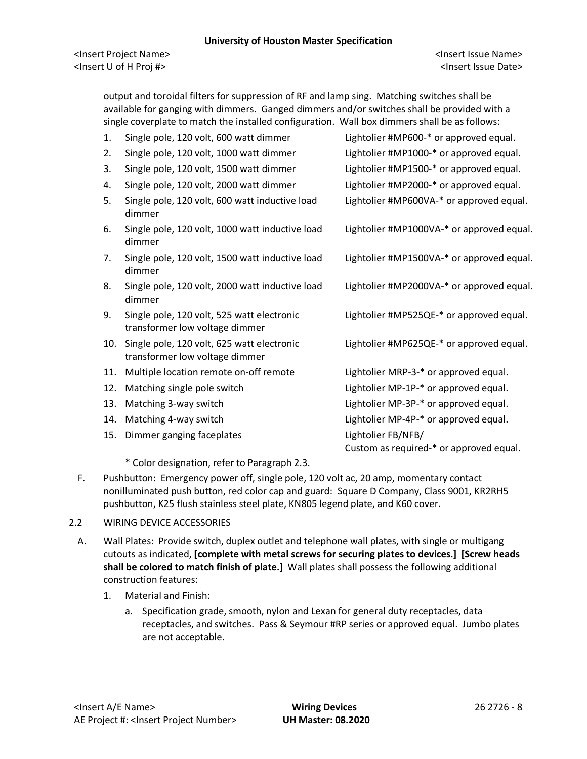output and toroidal filters for suppression of RF and lamp sing. Matching switches shall be available for ganging with dimmers. Ganged dimmers and/or switches shall be provided with a single coverplate to match the installed configuration. Wall box dimmers shall be as follows:

1. Single pole, 120 volt, 600 watt dimmer — Lightolier #MP600-* or approved equal.
2. Single pole, 120 volt, 1000 watt dimmer — Lightolier #MP1000-* or approved equal.
3. Single pole, 120 volt, 1500 watt dimmer — Lightolier #MP1500-* or approved equal.
4. Single pole, 120 volt, 2000 watt dimmer — Lightolier #MP2000-* or approved equal.
5. Single pole, 120 volt, 600 watt inductive load dimmer — Lightolier #MP600VA-* or approved equal.
6. Single pole, 120 volt, 1000 watt inductive load dimmer — Lightolier #MP1000VA-* or approved equal.
7. Single pole, 120 volt, 1500 watt inductive load dimmer — Lightolier #MP1500VA-* or approved equal.
8. Single pole, 120 volt, 2000 watt inductive load dimmer — Lightolier #MP2000VA-* or approved equal.
9. Single pole, 120 volt, 525 watt electronic transformer low voltage dimmer — Lightolier #MP525QE-* or approved equal.
10. Single pole, 120 volt, 625 watt electronic transformer low voltage dimmer — Lightolier #MP625QE-* or approved equal.
11. Multiple location remote on-off remote — Lightolier MRP-3-* or approved equal.
12. Matching single pole switch — Lightolier MP-1P-* or approved equal.
13. Matching 3-way switch — Lightolier MP-3P-* or approved equal.
14. Matching 4-way switch — Lightolier MP-4P-* or approved equal.
15. Dimmer ganging faceplates — Lightolier FB/NFB/ Custom as required-* or approved equal.

\* Color designation, refer to Paragraph 2.3.

F. Pushbutton: Emergency power off, single pole, 120 volt ac, 20 amp, momentary contact nonilluminated push button, red color cap and guard: Square D Company, Class 9001, KR2RH5 pushbutton, K25 flush stainless steel plate, KN805 legend plate, and K60 cover.

## 2.2 WIRING DEVICE ACCESSORIES

A. Wall Plates: Provide switch, duplex outlet and telephone wall plates, with single or multigang cutouts as indicated, **[complete with metal screws for securing plates to devices.] [Screw heads shall be colored to match finish of plate.]** Wall plates shall possess the following additional construction features:

1. Material and Finish:
   a. Specification grade, smooth, nylon and Lexan for general duty receptacles, data receptacles, and switches. Pass & Seymour #RP series or approved equal. Jumbo plates are not acceptable.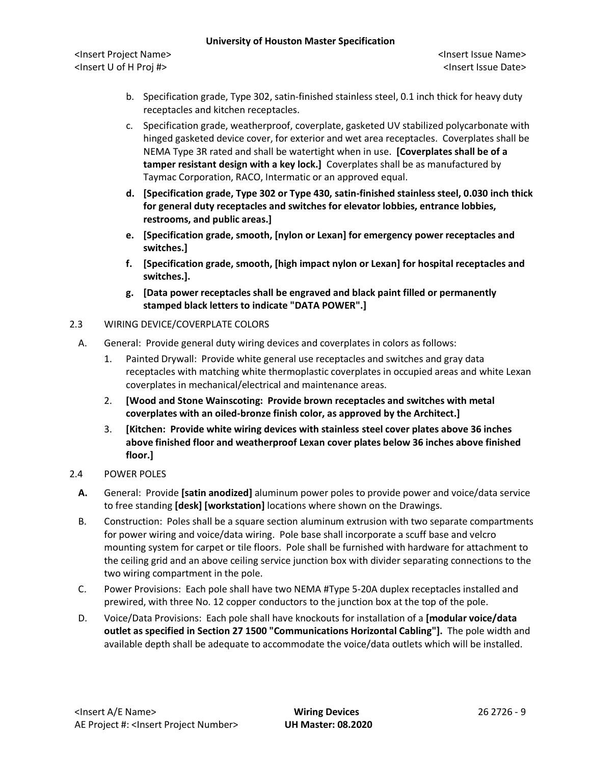b. Specification grade, Type 302, satin-finished stainless steel, 0.1 inch thick for heavy duty receptacles and kitchen receptacles.

c. Specification grade, weatherproof, coverplate, gasketed UV stabilized polycarbonate with hinged gasketed device cover, for exterior and wet area receptacles. Coverplates shall be NEMA Type 3R rated and shall be watertight when in use. **[Coverplates shall be of a tamper resistant design with a key lock.]** Coverplates shall be as manufactured by Taymac Corporation, RACO, Intermatic or an approved equal.

**d. [Specification grade, Type 302 or Type 430, satin-finished stainless steel, 0.030 inch thick for general duty receptacles and switches for elevator lobbies, entrance lobbies, restrooms, and public areas.]**

**e. [Specification grade, smooth, [nylon or Lexan] for emergency power receptacles and switches.]**

**f. [Specification grade, smooth, [high impact nylon or Lexan] for hospital receptacles and switches.].**

**g. [Data power receptacles shall be engraved and black paint filled or permanently stamped black letters to indicate "DATA POWER".]**

2.3 WIRING DEVICE/COVERPLATE COLORS

A. General: Provide general duty wiring devices and coverplates in colors as follows:

1. Painted Drywall: Provide white general use receptacles and switches and gray data receptacles with matching white thermoplastic coverplates in occupied areas and white Lexan coverplates in mechanical/electrical and maintenance areas.
2. **[Wood and Stone Wainscoting: Provide brown receptacles and switches with metal coverplates with an oiled-bronze finish color, as approved by the Architect.]**
3. **[Kitchen: Provide white wiring devices with stainless steel cover plates above 36 inches above finished floor and weatherproof Lexan cover plates below 36 inches above finished floor.]**

2.4 POWER POLES

**A.** General: Provide **[satin anodized]** aluminum power poles to provide power and voice/data service to free standing **[desk] [workstation]** locations where shown on the Drawings.

B. Construction: Poles shall be a square section aluminum extrusion with two separate compartments for power wiring and voice/data wiring. Pole base shall incorporate a scuff base and velcro mounting system for carpet or tile floors. Pole shall be furnished with hardware for attachment to the ceiling grid and an above ceiling service junction box with divider separating connections to the two wiring compartment in the pole.

C. Power Provisions: Each pole shall have two NEMA #Type 5-20A duplex receptacles installed and prewired, with three No. 12 copper conductors to the junction box at the top of the pole.

D. Voice/Data Provisions: Each pole shall have knockouts for installation of a **[modular voice/data outlet as specified in Section 27 1500 "Communications Horizontal Cabling"].** The pole width and available depth shall be adequate to accommodate the voice/data outlets which will be installed.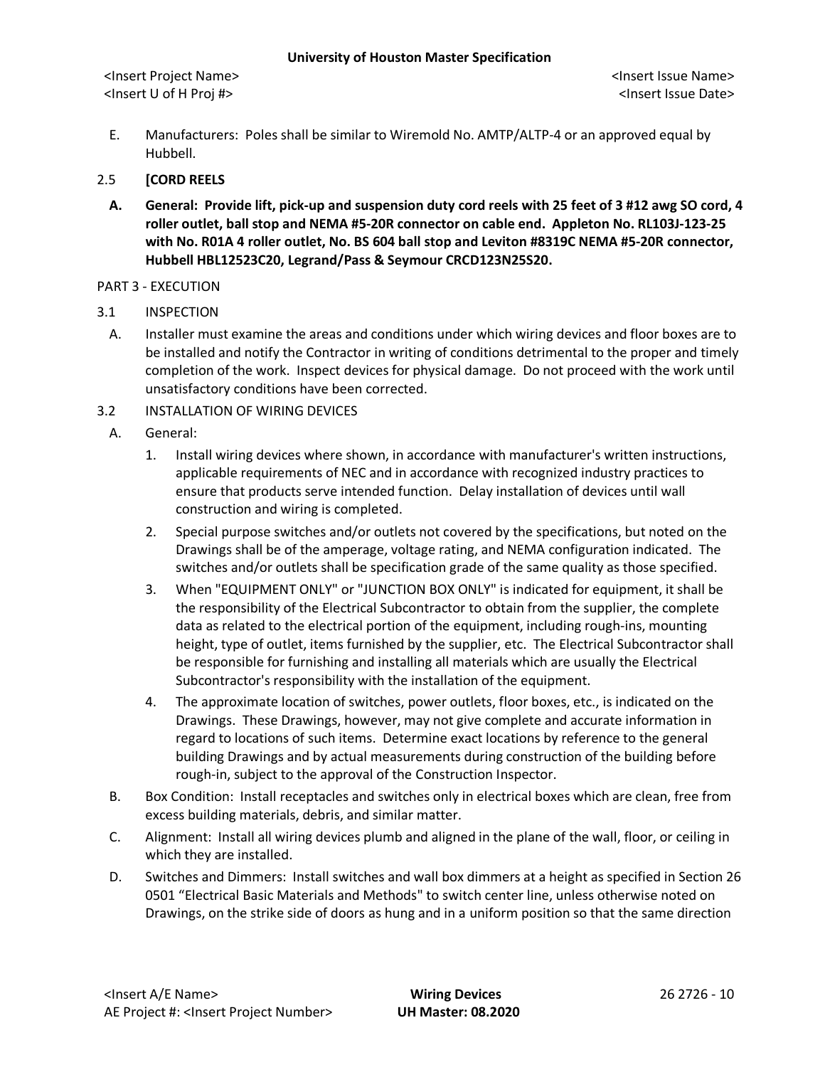E. Manufacturers: Poles shall be similar to Wiremold No. AMTP/ALTP-4 or an approved equal by Hubbell.

2.5 **[CORD REELS**

**A. General: Provide lift, pick-up and suspension duty cord reels with 25 feet of 3 #12 awg SO cord, 4 roller outlet, ball stop and NEMA #5-20R connector on cable end. Appleton No. RL103J-123-25 with No. R01A 4 roller outlet, No. BS 604 ball stop and Leviton #8319C NEMA #5-20R connector, Hubbell HBL12523C20, Legrand/Pass & Seymour CRCD123N25S20.**

PART 3 - EXECUTION

3.1 INSPECTION

A. Installer must examine the areas and conditions under which wiring devices and floor boxes are to be installed and notify the Contractor in writing of conditions detrimental to the proper and timely completion of the work. Inspect devices for physical damage. Do not proceed with the work until unsatisfactory conditions have been corrected.

3.2 INSTALLATION OF WIRING DEVICES

A. General:

1. Install wiring devices where shown, in accordance with manufacturer's written instructions, applicable requirements of NEC and in accordance with recognized industry practices to ensure that products serve intended function. Delay installation of devices until wall construction and wiring is completed.
2. Special purpose switches and/or outlets not covered by the specifications, but noted on the Drawings shall be of the amperage, voltage rating, and NEMA configuration indicated. The switches and/or outlets shall be specification grade of the same quality as those specified.
3. When "EQUIPMENT ONLY" or "JUNCTION BOX ONLY" is indicated for equipment, it shall be the responsibility of the Electrical Subcontractor to obtain from the supplier, the complete data as related to the electrical portion of the equipment, including rough-ins, mounting height, type of outlet, items furnished by the supplier, etc. The Electrical Subcontractor shall be responsible for furnishing and installing all materials which are usually the Electrical Subcontractor's responsibility with the installation of the equipment.
4. The approximate location of switches, power outlets, floor boxes, etc., is indicated on the Drawings. These Drawings, however, may not give complete and accurate information in regard to locations of such items. Determine exact locations by reference to the general building Drawings and by actual measurements during construction of the building before rough-in, subject to the approval of the Construction Inspector.

B. Box Condition: Install receptacles and switches only in electrical boxes which are clean, free from excess building materials, debris, and similar matter.

C. Alignment: Install all wiring devices plumb and aligned in the plane of the wall, floor, or ceiling in which they are installed.

D. Switches and Dimmers: Install switches and wall box dimmers at a height as specified in Section 26 0501 "Electrical Basic Materials and Methods" to switch center line, unless otherwise noted on Drawings, on the strike side of doors as hung and in a uniform position so that the same direction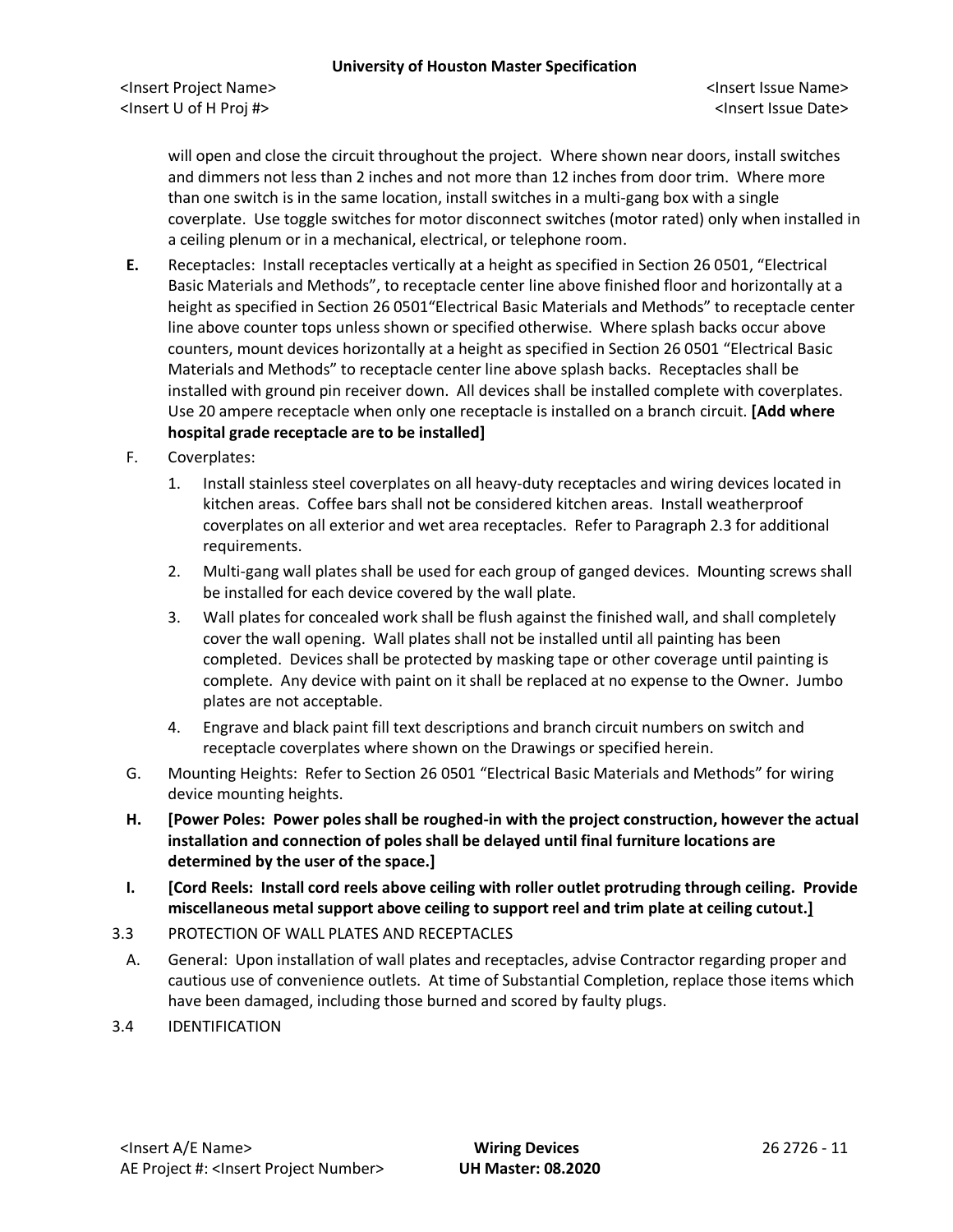will open and close the circuit throughout the project. Where shown near doors, install switches and dimmers not less than 2 inches and not more than 12 inches from door trim. Where more than one switch is in the same location, install switches in a multi-gang box with a single coverplate. Use toggle switches for motor disconnect switches (motor rated) only when installed in a ceiling plenum or in a mechanical, electrical, or telephone room.

**E.** Receptacles: Install receptacles vertically at a height as specified in Section 26 0501, "Electrical Basic Materials and Methods", to receptacle center line above finished floor and horizontally at a height as specified in Section 26 0501"Electrical Basic Materials and Methods" to receptacle center line above counter tops unless shown or specified otherwise. Where splash backs occur above counters, mount devices horizontally at a height as specified in Section 26 0501 "Electrical Basic Materials and Methods" to receptacle center line above splash backs. Receptacles shall be installed with ground pin receiver down. All devices shall be installed complete with coverplates. Use 20 ampere receptacle when only one receptacle is installed on a branch circuit. **[Add where hospital grade receptacle are to be installed]**

F. Coverplates:

1. Install stainless steel coverplates on all heavy-duty receptacles and wiring devices located in kitchen areas. Coffee bars shall not be considered kitchen areas. Install weatherproof coverplates on all exterior and wet area receptacles. Refer to Paragraph 2.3 for additional requirements.
2. Multi-gang wall plates shall be used for each group of ganged devices. Mounting screws shall be installed for each device covered by the wall plate.
3. Wall plates for concealed work shall be flush against the finished wall, and shall completely cover the wall opening. Wall plates shall not be installed until all painting has been completed. Devices shall be protected by masking tape or other coverage until painting is complete. Any device with paint on it shall be replaced at no expense to the Owner. Jumbo plates are not acceptable.
4. Engrave and black paint fill text descriptions and branch circuit numbers on switch and receptacle coverplates where shown on the Drawings or specified herein.

G. Mounting Heights: Refer to Section 26 0501 "Electrical Basic Materials and Methods" for wiring device mounting heights.

**H. [Power Poles: Power poles shall be roughed-in with the project construction, however the actual installation and connection of poles shall be delayed until final furniture locations are determined by the user of the space.]**

**I. [Cord Reels: Install cord reels above ceiling with roller outlet protruding through ceiling. Provide miscellaneous metal support above ceiling to support reel and trim plate at ceiling cutout.]**

3.3 PROTECTION OF WALL PLATES AND RECEPTACLES

A. General: Upon installation of wall plates and receptacles, advise Contractor regarding proper and cautious use of convenience outlets. At time of Substantial Completion, replace those items which have been damaged, including those burned and scored by faulty plugs.

3.4 IDENTIFICATION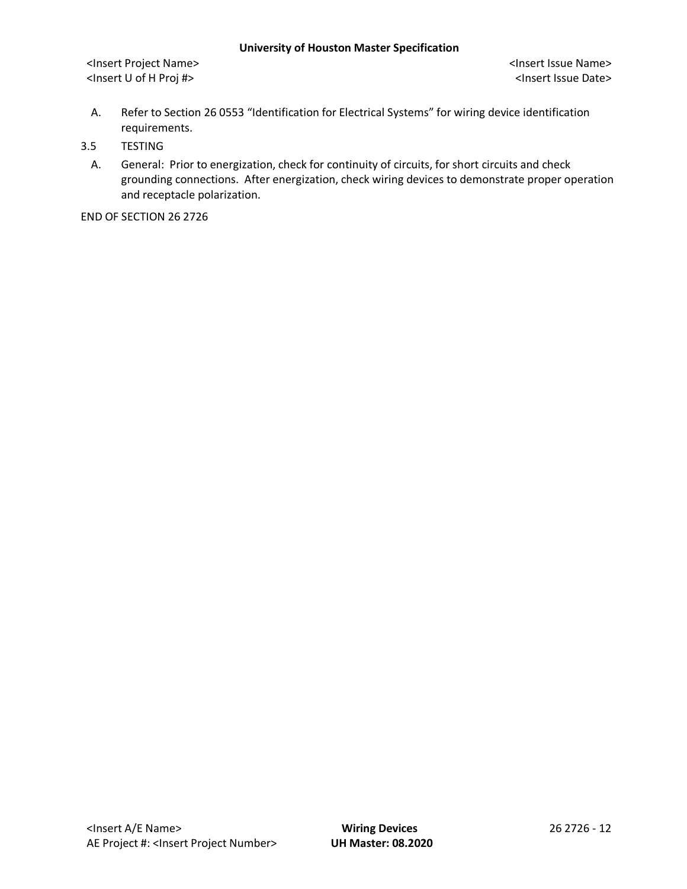A. Refer to Section 26 0553 “Identification for Electrical Systems” for wiring device identification requirements.

3.5 TESTING

A. General: Prior to energization, check for continuity of circuits, for short circuits and check grounding connections. After energization, check wiring devices to demonstrate proper operation and receptacle polarization.

END OF SECTION 26 2726